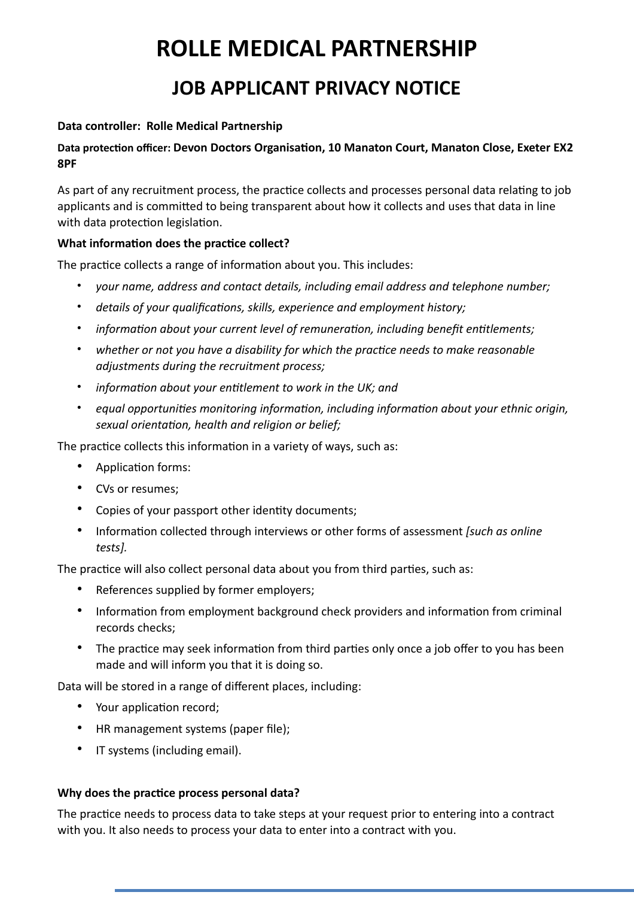# ROLLE MEDICAL PARTNERSHIP

## JOB APPLICANT PRIVACY NOTICE

**Data controller: Rolle Medical Partnership**

**Data protection officer: Devon Doctors Organisation, 10 Manaton Court, Manaton Close, Exeter EX2 8PF**

As part of any recruitment process, the practice collects and processes personal data relating to job applicants and is committed to being transparent about how it collects and uses that data in line with data protection legislation.

**What information does the practice collect?**

The practice collects a range of information about you. This includes:

- *your name, address and contact details, including email address and telephone number;*
- *details of your qualifications, skills, experience and employment history;*
- *information about your current level of remuneration, including benefit entitlements;*
- *whether or not you have a disability for which the practice needs to make reasonable adjustments during the recruitment process;*
- *information about your entitlement to work in the UK; and*
- *equal opportunities monitoring information, including information about your ethnic origin, sexual orientation, health and religion or belief;*

The practice collects this information in a variety of ways, such as:

- Application forms:
- CVs or resumes;
- Copies of your passport other identity documents;
- Information collected through interviews or other forms of assessment *[such as online tests].*

The practice will also collect personal data about you from third parties, such as:

- References supplied by former employers;
- Information from employment background check providers and information from criminal records checks;
- The practice may seek information from third parties only once a job offer to you has been made and will inform you that it is doing so.

Data will be stored in a range of different places, including:

- Your application record;
- HR management systems (paper file);
- IT systems (including email).

**Why does the practice process personal data?**

The practice needs to process data to take steps at your request prior to entering into a contract with you. It also needs to process your data to enter into a contract with you.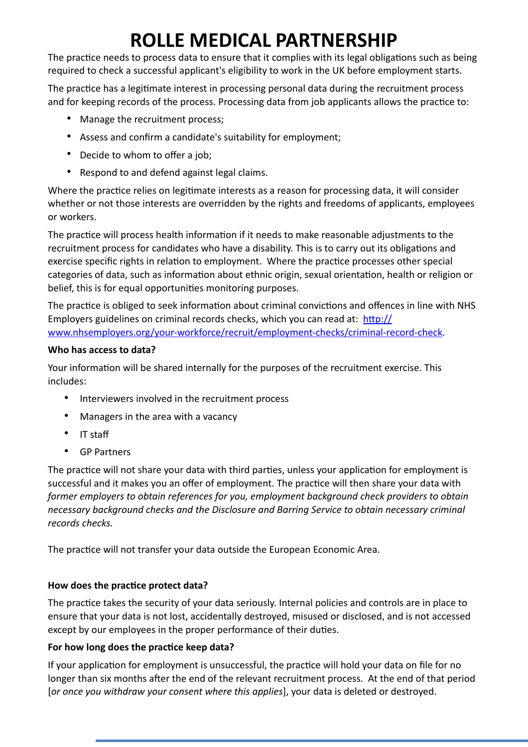# ROLLE MEDICAL PARTNERSHIP

The practice needs to process data to ensure that it complies with its legal obligations such as being required to check a successful applicant's eligibility to work in the UK before employment starts.

The practice has a legitimate interest in processing personal data during the recruitment process and for keeping records of the process. Processing data from job applicants allows the practice to:

- Manage the recruitment process;
- Assess and confirm a candidate's suitability for employment;
- Decide to whom to offer a job;
- Respond to and defend against legal claims.

Where the practice relies on legitimate interests as a reason for processing data, it will consider whether or not those interests are overridden by the rights and freedoms of applicants, employees or workers.

The practice will process health information if it needs to make reasonable adjustments to the recruitment process for candidates who have a disability. This is to carry out its obligations and exercise specific rights in relation to employment. Where the practice processes other special categories of data, such as information about ethnic origin, sexual orientation, health or religion or belief, this is for equal opportunities monitoring purposes.

The practice is obliged to seek information about criminal convictions and offences in line with NHS Employers guidelines on criminal records checks, which you can read at: [http://www.nhsemployers.org/your-workforce/recruit/employment-checks/criminal-record-check](http://www.nhsemployers.org/your-workforce/recruit/employment-checks/criminal-record-check).

**Who has access to data?**

Your information will be shared internally for the purposes of the recruitment exercise. This includes:

- Interviewers involved in the recruitment process
- Managers in the area with a vacancy
- IT staff
- GP Partners

The practice will not share your data with third parties, unless your application for employment is successful and it makes you an offer of employment. The practice will then share your data with *former employers to obtain references for you, employment background check providers to obtain necessary background checks and the Disclosure and Barring Service to obtain necessary criminal records checks.*

The practice will not transfer your data outside the European Economic Area.

**How does the practice protect data?**

The practice takes the security of your data seriously. Internal policies and controls are in place to ensure that your data is not lost, accidentally destroyed, misused or disclosed, and is not accessed except by our employees in the proper performance of their duties.

**For how long does the practice keep data?**

If your application for employment is unsuccessful, the practice will hold your data on file for no longer than six months after the end of the relevant recruitment process. At the end of that period [*or once you withdraw your consent where this applies*], your data is deleted or destroyed.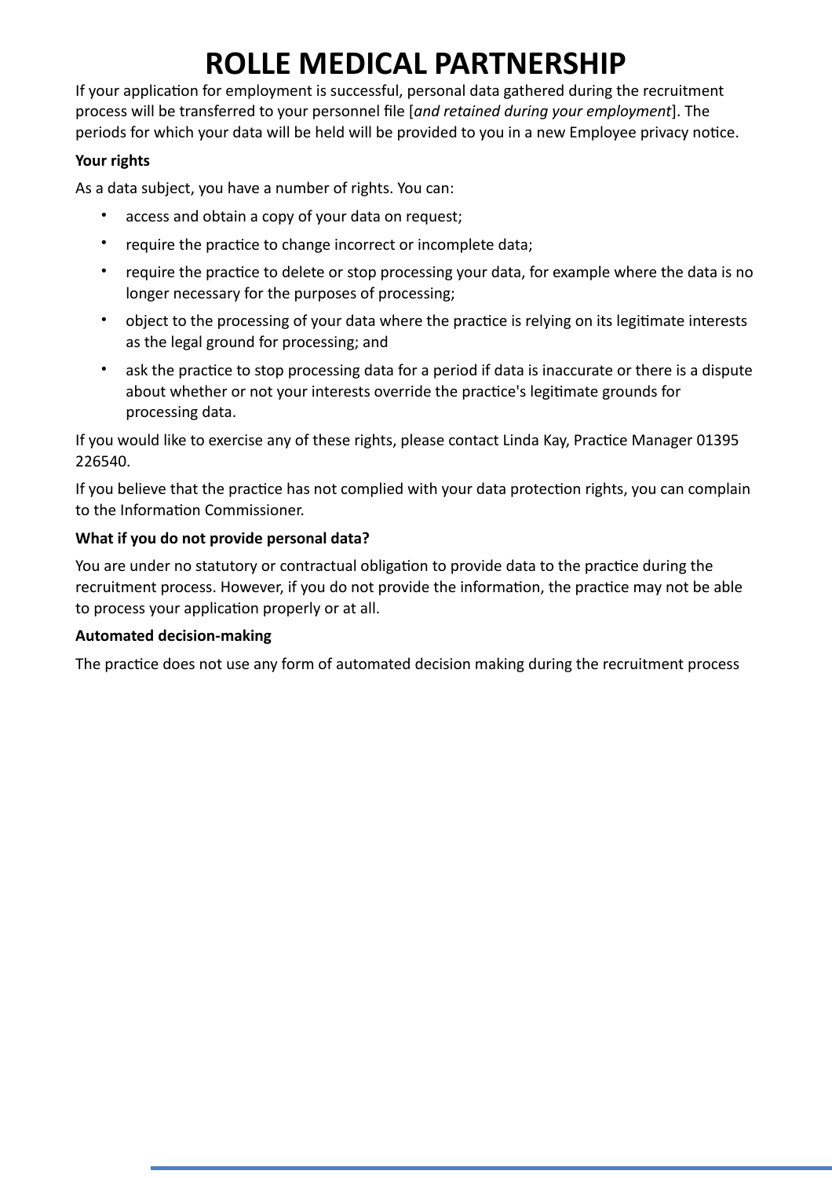# ROLLE MEDICAL PARTNERSHIP

If your application for employment is successful, personal data gathered during the recruitment process will be transferred to your personnel file [*and retained during your employment*]. The periods for which your data will be held will be provided to you in a new Employee privacy notice.

**Your rights**

As a data subject, you have a number of rights. You can:

- access and obtain a copy of your data on request;
- require the practice to change incorrect or incomplete data;
- require the practice to delete or stop processing your data, for example where the data is no longer necessary for the purposes of processing;
- object to the processing of your data where the practice is relying on its legitimate interests as the legal ground for processing; and
- ask the practice to stop processing data for a period if data is inaccurate or there is a dispute about whether or not your interests override the practice's legitimate grounds for processing data.

If you would like to exercise any of these rights, please contact Linda Kay, Practice Manager 01395 226540.

If you believe that the practice has not complied with your data protection rights, you can complain to the Information Commissioner.

**What if you do not provide personal data?**

You are under no statutory or contractual obligation to provide data to the practice during the recruitment process. However, if you do not provide the information, the practice may not be able to process your application properly or at all.

**Automated decision-making**

The practice does not use any form of automated decision making during the recruitment process